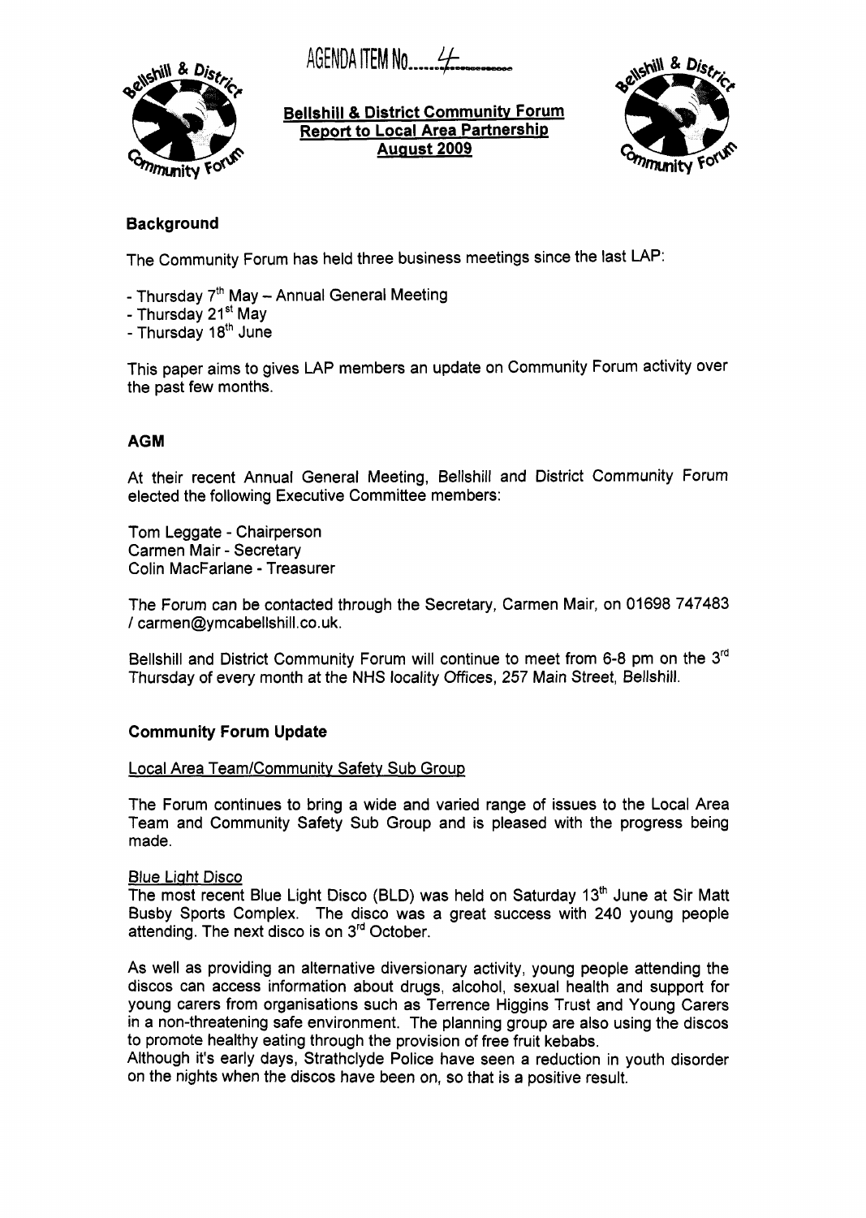AGENDA ITEM No.....4.........

**Bellshill & District Community Forum**
**Report to Local Area Partnership**
**August 2009**

## Background

The Community Forum has held three business meetings since the last LAP:

- Thursday 7th May – Annual General Meeting
- Thursday 21st May
- Thursday 18th June

This paper aims to gives LAP members an update on Community Forum activity over the past few months.

## AGM

At their recent Annual General Meeting, Bellshill and District Community Forum elected the following Executive Committee members:

Tom Leggate - Chairperson
Carmen Mair - Secretary
Colin MacFarlane - Treasurer

The Forum can be contacted through the Secretary, Carmen Mair, on 01698 747483 / carmen@ymcabellshill.co.uk.

Bellshill and District Community Forum will continue to meet from 6-8 pm on the 3rd Thursday of every month at the NHS locality Offices, 257 Main Street, Bellshill.

## Community Forum Update

### Local Area Team/Community Safety Sub Group

The Forum continues to bring a wide and varied range of issues to the Local Area Team and Community Safety Sub Group and is pleased with the progress being made.

### Blue Light Disco

The most recent Blue Light Disco (BLD) was held on Saturday 13th June at Sir Matt Busby Sports Complex. The disco was a great success with 240 young people attending. The next disco is on 3rd October.

As well as providing an alternative diversionary activity, young people attending the discos can access information about drugs, alcohol, sexual health and support for young carers from organisations such as Terrence Higgins Trust and Young Carers in a non-threatening safe environment. The planning group are also using the discos to promote healthy eating through the provision of free fruit kebabs.
Although it's early days, Strathclyde Police have seen a reduction in youth disorder on the nights when the discos have been on, so that is a positive result.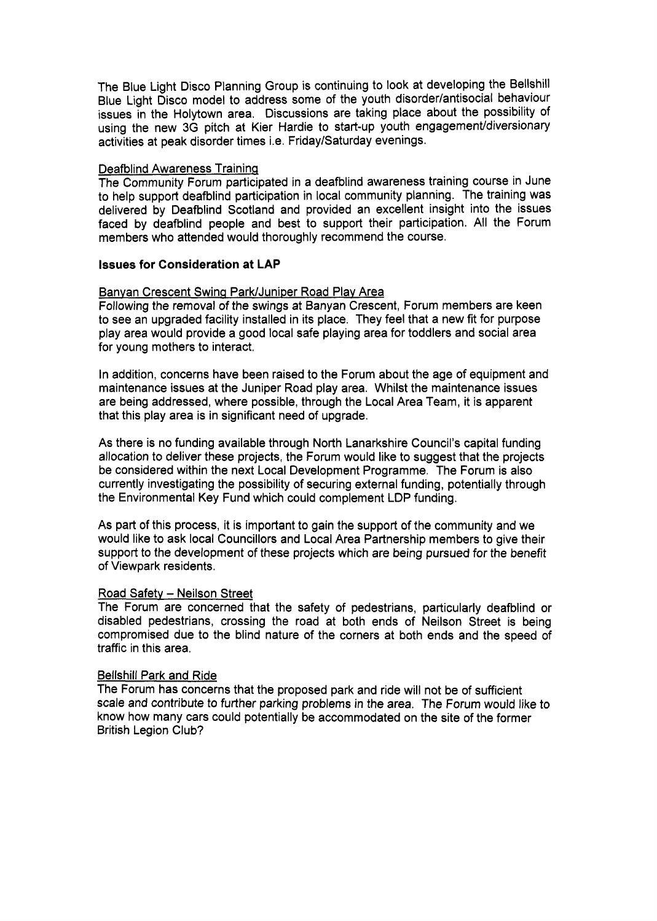The Blue Light Disco Planning Group is continuing to look at developing the Bellshill Blue Light Disco model to address some of the youth disorder/antisocial behaviour issues in the Holytown area. Discussions are taking place about the possibility of using the new 3G pitch at Kier Hardie to start-up youth engagement/diversionary activities at peak disorder times i.e. Friday/Saturday evenings.

Deafblind Awareness Training

The Community Forum participated in a deafblind awareness training course in June to help support deafblind participation in local community planning. The training was delivered by Deafblind Scotland and provided an excellent insight into the issues faced by deafblind people and best to support their participation. All the Forum members who attended would thoroughly recommend the course.

**Issues for Consideration at LAP**

Banyan Crescent Swing Park/Juniper Road Play Area

Following the removal of the swings at Banyan Crescent, Forum members are keen to see an upgraded facility installed in its place. They feel that a new fit for purpose play area would provide a good local safe playing area for toddlers and social area for young mothers to interact.

In addition, concerns have been raised to the Forum about the age of equipment and maintenance issues at the Juniper Road play area. Whilst the maintenance issues are being addressed, where possible, through the Local Area Team, it is apparent that this play area is in significant need of upgrade.

As there is no funding available through North Lanarkshire Council's capital funding allocation to deliver these projects, the Forum would like to suggest that the projects be considered within the next Local Development Programme. The Forum is also currently investigating the possibility of securing external funding, potentially through the Environmental Key Fund which could complement LDP funding.

As part of this process, it is important to gain the support of the community and we would like to ask local Councillors and Local Area Partnership members to give their support to the development of these projects which are being pursued for the benefit of Viewpark residents.

Road Safety – Neilson Street

The Forum are concerned that the safety of pedestrians, particularly deafblind or disabled pedestrians, crossing the road at both ends of Neilson Street is being compromised due to the blind nature of the corners at both ends and the speed of traffic in this area.

Bellshill Park and Ride

The Forum has concerns that the proposed park and ride will not be of sufficient scale and contribute to further parking problems in the area. The Forum would like to know how many cars could potentially be accommodated on the site of the former British Legion Club?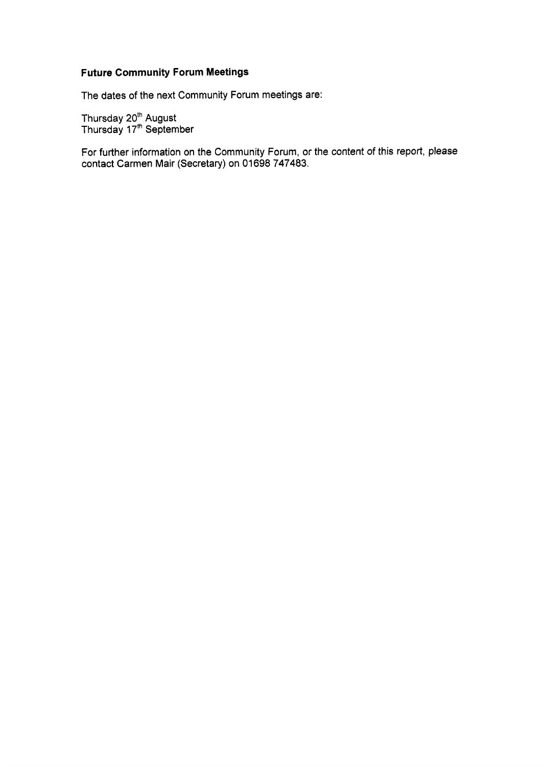**Future Community Forum Meetings**

The dates of the next Community Forum meetings are:

Thursday 20th August
Thursday 17th September

For further information on the Community Forum, or the content of this report, please contact Carmen Mair (Secretary) on 01698 747483.